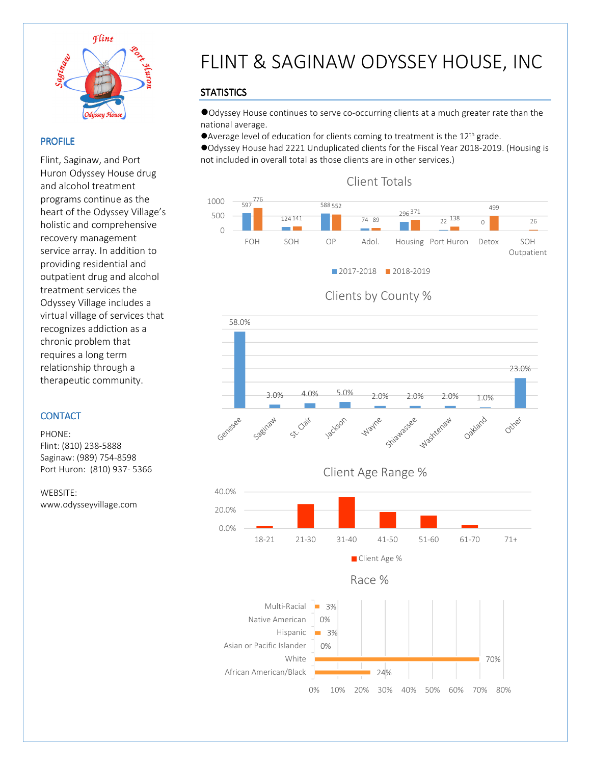# FLINT & SAGINAW ODYSSEY HOUSE, INC

## PROFILE

Flint, Saginaw, and Port Huron Odyssey House drug and alcohol treatment programs continue as the heart of the Odyssey Village's holistic and comprehensive recovery management service array. In addition to providing residential and outpatient drug and alcohol treatment services the Odyssey Village includes a virtual village of services that recognizes addiction as a chronic problem that requires a long term relationship through a therapeutic community.

## CONTACT

PHONE:
Flint: (810) 238-5888
Saginaw: (989) 754-8598
Port Huron: (810) 937- 5366

WEBSITE:
www.odysseyvillage.com

## STATISTICS

- Odyssey House continues to serve co-occurring clients at a much greater rate than the national average.
- Average level of education for clients coming to treatment is the 12th grade.
- Odyssey House had 2221 Unduplicated clients for the Fiscal Year 2018-2019. (Housing is not included in overall total as those clients are in other services.)

### Client Totals

| | 2017-2018 | 2018-2019 |
|---|---|---|
| FOH | 597 | 776 |
| SOH | 124 | 141 |
| OP | 588 | 552 |
| Adol. | 74 | 89 |
| Housing | 296 | 371 |
| Port Huron | 22 | 138 |
| Detox | 0 | 499 |
| SOH Outpatient | | 26 |

### Clients by County %

| County | % |
|---|---|
| Genesee | 58.0% |
| Saginaw | 3.0% |
| St. Clair | 4.0% |
| Jackson | 5.0% |
| Wayne | 2.0% |
| Shiawassee | 2.0% |
| Washtenaw | 2.0% |
| Oakland | 1.0% |
| Other | 23.0% |

### Client Age Range %

Age ranges: 18-21, 21-30, 31-40, 41-50, 51-60, 61-70, 71+ (Client Age %)

### Race %

| Race | % |
|---|---|
| Multi-Racial | 3% |
| Native American | 0% |
| Hispanic | 3% |
| Asian or Pacific Islander | 0% |
| White | 70% |
| African American/Black | 24% |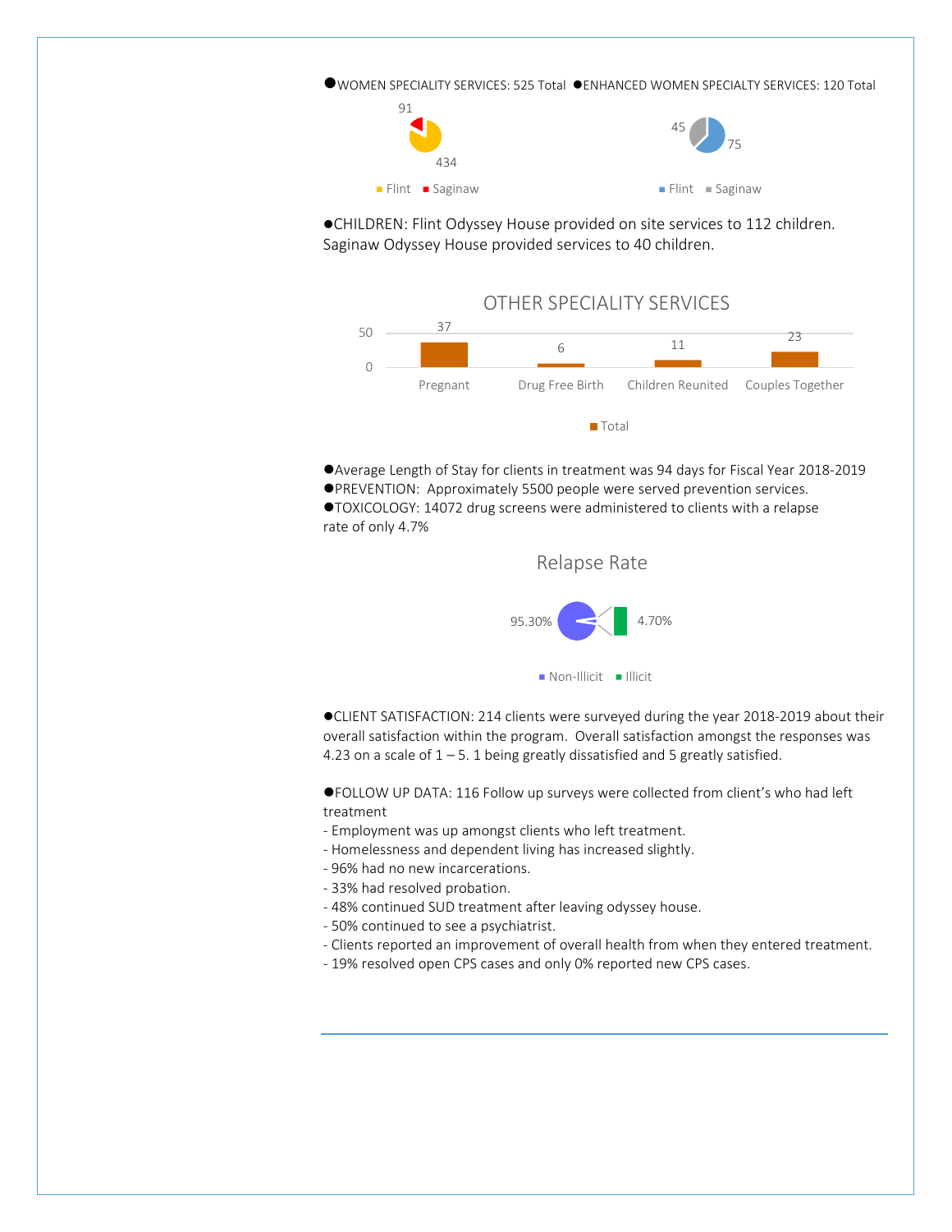●WOMEN SPECIALITY SERVICES: 525 Total ●ENHANCED WOMEN SPECIALTY SERVICES: 120 Total

| | Flint | Saginaw |
|---|---|---|
| Women Speciality Services | 434 | 91 |
| Enhanced Women Specialty Services | 75 | 45 |

●CHILDREN: Flint Odyssey House provided on site services to 112 children. Saginaw Odyssey House provided services to 40 children.

OTHER SPECIALITY SERVICES

| | Pregnant | Drug Free Birth | Children Reunited | Couples Together |
|---|---|---|---|---|
| Total | 37 | 6 | 11 | 23 |

●Average Length of Stay for clients in treatment was 94 days for Fiscal Year 2018-2019
●PREVENTION: Approximately 5500 people were served prevention services.
●TOXICOLOGY: 14072 drug screens were administered to clients with a relapse rate of only 4.7%

Relapse Rate

| Non-Illicit | Illicit |
|---|---|
| 95.30% | 4.70% |

●CLIENT SATISFACTION: 214 clients were surveyed during the year 2018-2019 about their overall satisfaction within the program. Overall satisfaction amongst the responses was 4.23 on a scale of 1 – 5. 1 being greatly dissatisfied and 5 greatly satisfied.

●FOLLOW UP DATA: 116 Follow up surveys were collected from client's who had left treatment
- Employment was up amongst clients who left treatment.
- Homelessness and dependent living has increased slightly.
- 96% had no new incarcerations.
- 33% had resolved probation.
- 48% continued SUD treatment after leaving odyssey house.
- 50% continued to see a psychiatrist.
- Clients reported an improvement of overall health from when they entered treatment.
- 19% resolved open CPS cases and only 0% reported new CPS cases.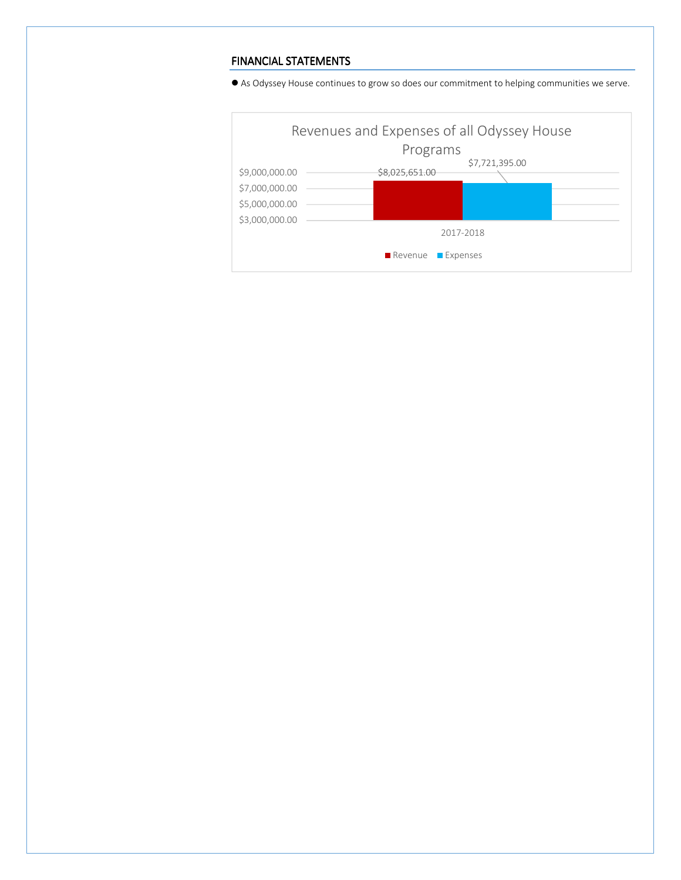## FINANCIAL STATEMENTS

- As Odyssey House continues to grow so does our commitment to helping communities we serve.

Revenues and Expenses of all Odyssey House Programs

$9,000,000.00
$7,000,000.00
$5,000,000.00
$3,000,000.00

$8,025,651.00
$7,721,395.00

2017-2018

Revenue
Expenses